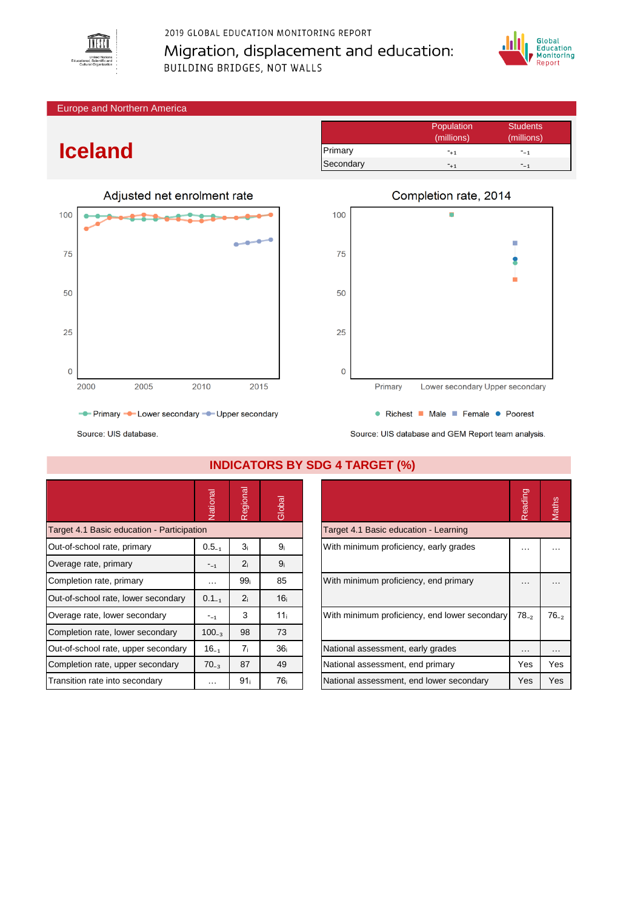2019 GLOBAL EDUCATION MONITORING REPORT

Migration, displacement and education:

BUILDING BRIDGES, NOT WALLS

Europe and Northern America

# Iceland

| | Population (millions) | Students (millions) |
|---|---|---|
| Primary | -$_{+1}$ | -$_{-1}$ |
| Secondary | -$_{+1}$ | -$_{-1}$ |

## Adjusted net enrolment rate

Primary, Lower secondary, Upper secondary

Source: UIS database.

## Completion rate, 2014

Richest, Male, Female, Poorest

Source: UIS database and GEM Report team analysis.

## INDICATORS BY SDG 4 TARGET (%)

| | National | Regional | Global |
|---|---|---|---|
| **Target 4.1 Basic education - Participation** | | | |
| Out-of-school rate, primary | 0.5$_{-1}$ | 3$_{i}$ | 9$_{i}$ |
| Overage rate, primary | -$_{-1}$ | 2$_{i}$ | 9$_{i}$ |
| Completion rate, primary | … | 99$_{i}$ | 85 |
| Out-of-school rate, lower secondary | 0.1$_{-1}$ | 2$_{i}$ | 16$_{i}$ |
| Overage rate, lower secondary | -$_{-1}$ | 3 | 11$_{i}$ |
| Completion rate, lower secondary | 100$_{-3}$ | 98 | 73 |
| Out-of-school rate, upper secondary | 16$_{-1}$ | 7$_{i}$ | 36$_{i}$ |
| Completion rate, upper secondary | 70$_{-3}$ | 87 | 49 |
| Transition rate into secondary | … | 91$_{i}$ | 76$_{i}$ |

| | Reading | Maths |
|---|---|---|
| **Target 4.1 Basic education - Learning** | | |
| With minimum proficiency, early grades | … | … |
| With minimum proficiency, end primary | … | … |
| With minimum proficiency, end lower secondary | 78$_{-2}$ | 76$_{-2}$ |
| National assessment, early grades | … | … |
| National assessment, end primary | Yes | Yes |
| National assessment, end lower secondary | Yes | Yes |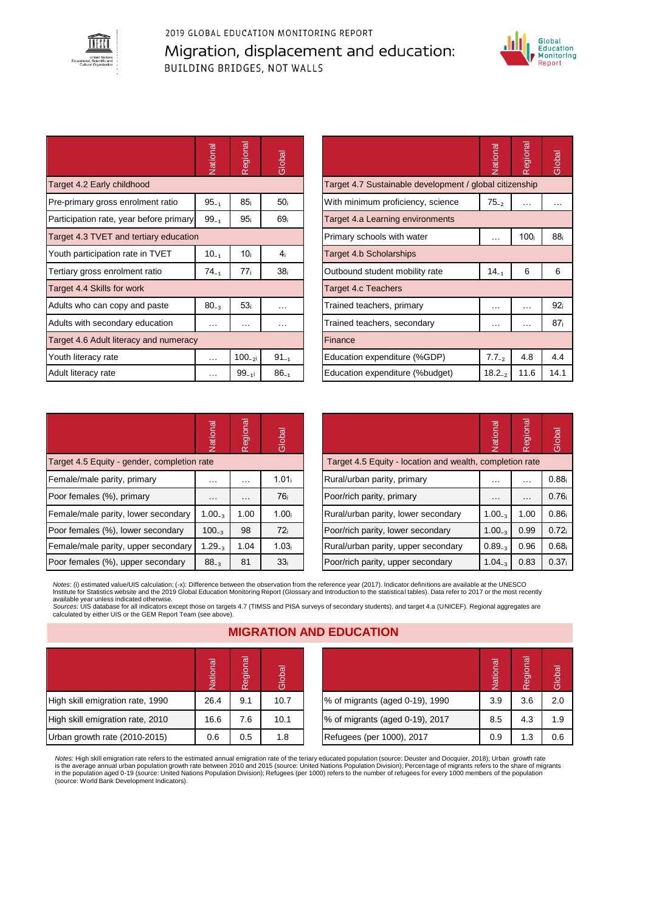| | National | Regional | Global |
|---|---|---|---|
| Target 4.2 Early childhood | | | |
| Pre-primary gross enrolment ratio | $95_{-1}$ | $85_{i}$ | $50_{i}$ |
| Participation rate, year before primary | $99_{-1}$ | $95_{i}$ | $69_{i}$ |
| Target 4.3 TVET and tertiary education | | | |
| Youth participation rate in TVET | $10_{-1}$ | $10_{i}$ | $4_{i}$ |
| Tertiary gross enrolment ratio | $74_{-1}$ | $77_{i}$ | $38_{i}$ |
| Target 4.4 Skills for work | | | |
| Adults who can copy and paste | $80_{-3}$ | $53_{i}$ | … |
| Adults with secondary education | … | … | … |
| Target 4.6 Adult literacy and numeracy | | | |
| Youth literacy rate | … | $100_{-2i}$ | $91_{-1}$ |
| Adult literacy rate | … | $99_{-1i}$ | $86_{-1}$ |

| | National | Regional | Global |
|---|---|---|---|
| Target 4.7 Sustainable development / global citizenship | | | |
| With minimum proficiency, science | $75_{-2}$ | … | … |
| Target 4.a Learning environments | | | |
| Primary schools with water | … | $100_{i}$ | $88_{i}$ |
| Target 4.b Scholarships | | | |
| Outbound student mobility rate | $14_{-1}$ | 6 | 6 |
| Target 4.c Teachers | | | |
| Trained teachers, primary | … | … | $92_{i}$ |
| Trained teachers, secondary | … | … | $87_{i}$ |
| Finance | | | |
| Education expenditure (%GDP) | $7.7_{-2}$ | 4.8 | 4.4 |
| Education expenditure (%budget) | $18.2_{-2}$ | 11.6 | 14.1 |

| | National | Regional | Global |
|---|---|---|---|
| Target 4.5 Equity - gender, completion rate | | | |
| Female/male parity, primary | … | … | $1.01_{i}$ |
| Poor females (%), primary | … | … | $76_{i}$ |
| Female/male parity, lower secondary | $1.00_{-3}$ | 1.00 | $1.00_{i}$ |
| Poor females (%), lower secondary | $100_{-3}$ | 98 | $72_{i}$ |
| Female/male parity, upper secondary | $1.29_{-3}$ | 1.04 | $1.03_{i}$ |
| Poor females (%), upper secondary | $88_{-3}$ | 81 | $33_{i}$ |

| | National | Regional | Global |
|---|---|---|---|
| Target 4.5 Equity - location and wealth, completion rate | | | |
| Rural/urban parity, primary | … | … | $0.88_{i}$ |
| Poor/rich parity, primary | … | … | $0.76_{i}$ |
| Rural/urban parity, lower secondary | $1.00_{-3}$ | 1.00 | $0.86_{i}$ |
| Poor/rich parity, lower secondary | $1.00_{-3}$ | 0.99 | $0.72_{i}$ |
| Rural/urban parity, upper secondary | $0.89_{-3}$ | 0.96 | $0.68_{i}$ |
| Poor/rich parity, upper secondary | $1.04_{-3}$ | 0.83 | $0.37_{i}$ |

*Notes*: (i) estimated value/UIS calculation; (-x): Difference between the observation from the reference year (2017). Indicator definitions are available at the UNESCO Institute for Statistics website and the 2019 Global Education Monitoring Report (Glossary and Introduction to the statistical tables). Data refer to 2017 or the most recently available year unless indicated otherwise.
*Sources*: UIS database for all indicators except those on targets 4.7 (TIMSS and PISA surveys of secondary students), and target 4.a (UNICEF). Regional aggregates are calculated by either UIS or the GEM Report Team (see above).

## MIGRATION AND EDUCATION

| | National | Regional | Global |
|---|---|---|---|
| High skill emigration rate, 1990 | 26.4 | 9.1 | 10.7 |
| High skill emigration rate, 2010 | 16.6 | 7.6 | 10.1 |
| Urban growth rate (2010-2015) | 0.6 | 0.5 | 1.8 |

| | National | Regional | Global |
|---|---|---|---|
| % of migrants (aged 0-19), 1990 | 3.9 | 3.6 | 2.0 |
| % of migrants (aged 0-19), 2017 | 8.5 | 4.3 | 1.9 |
| Refugees (per 1000), 2017 | 0.9 | 1.3 | 0.6 |

*Notes:* High skill emigration rate refers to the estimated annual emigration rate of the teriary educated population (source: Deuster and Docquier, 2018); Urban growth rate is the average annual urban population growth rate between 2010 and 2015 (source: United Nations Population Division); Percentage of migrants refers to the share of migrants in the population aged 0-19 (source: United Nations Population Division); Refugees (per 1000) refers to the number of refugees for every 1000 members of the population (source: World Bank Development Indicators).